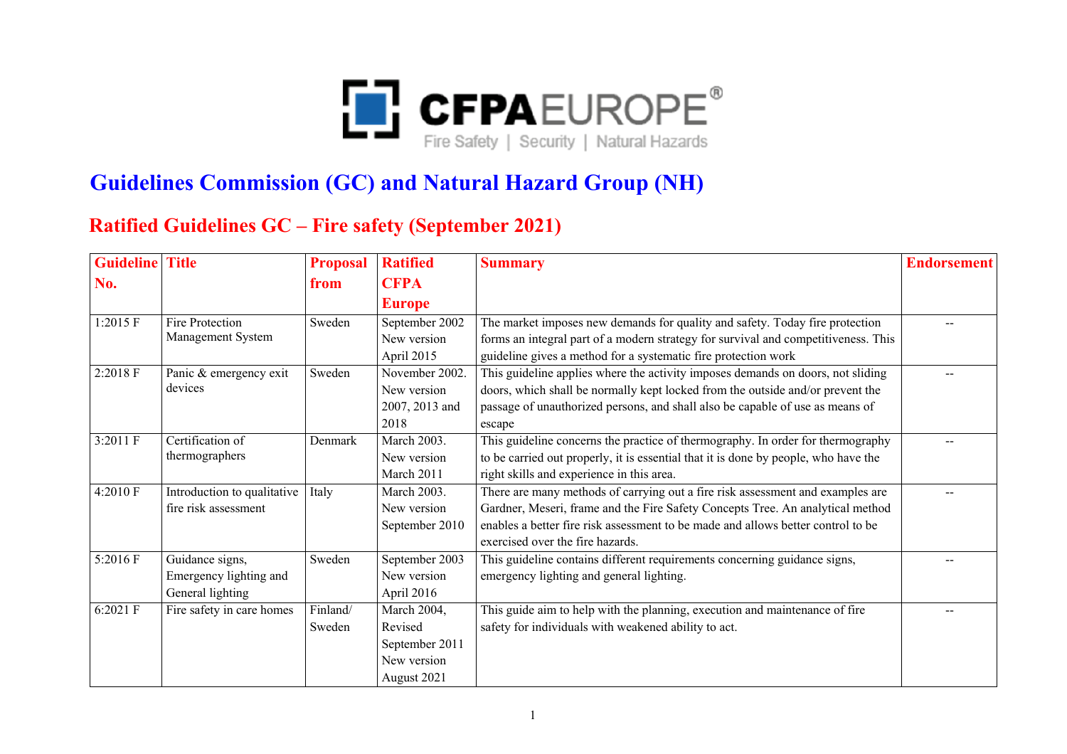CFPA EUROPE®

Fire Safety | Security | Natural Hazards

# Guidelines Commission (GC) and Natural Hazard Group (NH)

## Ratified Guidelines GC – Fire safety (September 2021)

| Guideline No. | Title | Proposal from | Ratified CFPA Europe | Summary | Endorsement |
|---|---|---|---|---|---|
| 1:2015 F | Fire Protection Management System | Sweden | September 2002 New version April 2015 | The market imposes new demands for quality and safety. Today fire protection forms an integral part of a modern strategy for survival and competitiveness. This guideline gives a method for a systematic fire protection work | -- |
| 2:2018 F | Panic & emergency exit devices | Sweden | November 2002. New version 2007, 2013 and 2018 | This guideline applies where the activity imposes demands on doors, not sliding doors, which shall be normally kept locked from the outside and/or prevent the passage of unauthorized persons, and shall also be capable of use as means of escape | -- |
| 3:2011 F | Certification of thermographers | Denmark | March 2003. New version March 2011 | This guideline concerns the practice of thermography. In order for thermography to be carried out properly, it is essential that it is done by people, who have the right skills and experience in this area. | -- |
| 4:2010 F | Introduction to qualitative fire risk assessment | Italy | March 2003. New version September 2010 | There are many methods of carrying out a fire risk assessment and examples are Gardner, Meseri, frame and the Fire Safety Concepts Tree. An analytical method enables a better fire risk assessment to be made and allows better control to be exercised over the fire hazards. | -- |
| 5:2016 F | Guidance signs, Emergency lighting and General lighting | Sweden | September 2003 New version April 2016 | This guideline contains different requirements concerning guidance signs, emergency lighting and general lighting. | -- |
| 6:2021 F | Fire safety in care homes | Finland/ Sweden | March 2004, Revised September 2011 New version August 2021 | This guide aim to help with the planning, execution and maintenance of fire safety for individuals with weakened ability to act. | -- |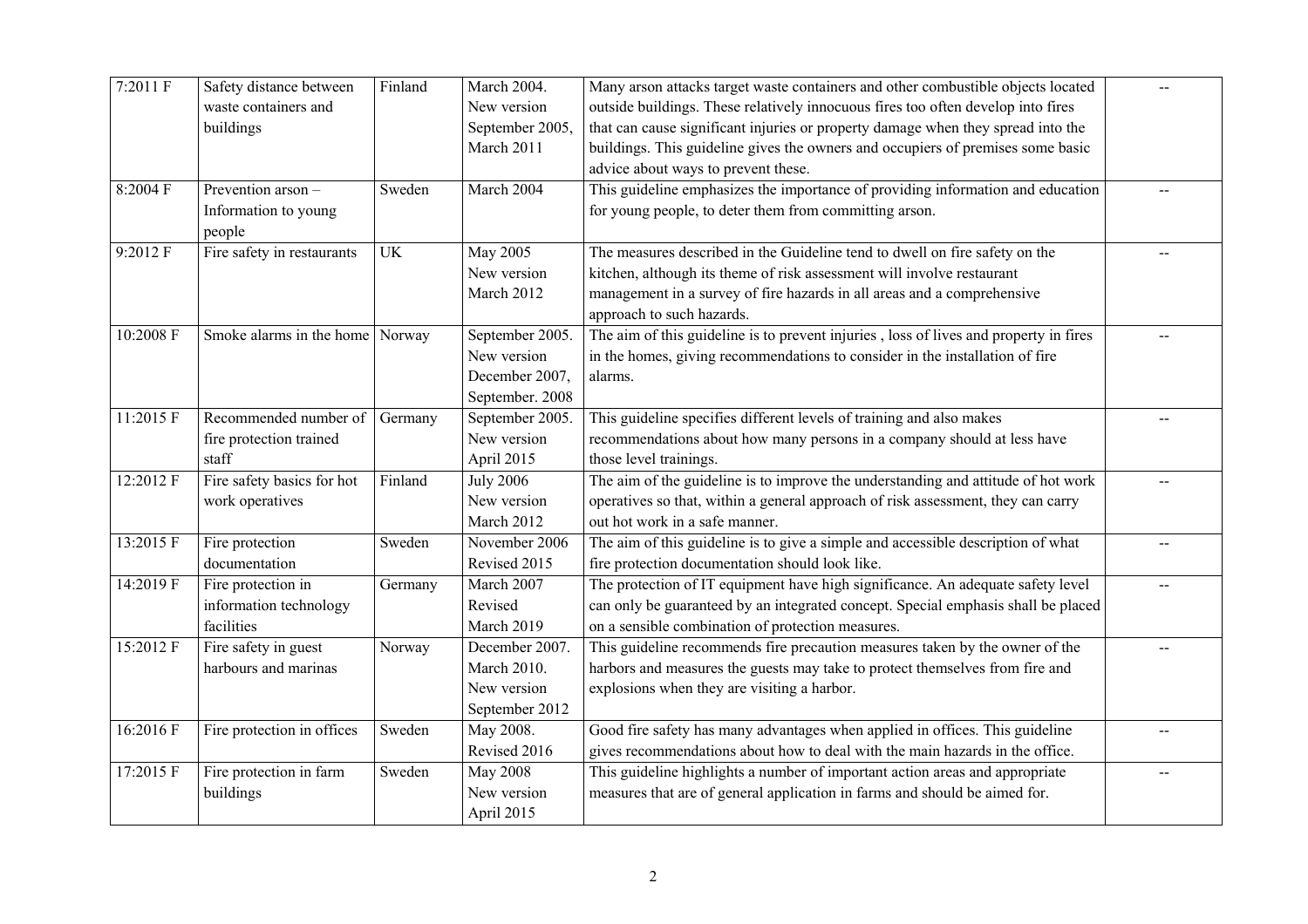| 7:2011 F | Safety distance between waste containers and buildings | Finland | March 2004. New version September 2005, March 2011 | Many arson attacks target waste containers and other combustible objects located outside buildings. These relatively innocuous fires too often develop into fires that can cause significant injuries or property damage when they spread into the buildings. This guideline gives the owners and occupiers of premises some basic advice about ways to prevent these. | -- |
|---|---|---|---|---|---|
| 8:2004 F | Prevention arson – Information to young people | Sweden | March 2004 | This guideline emphasizes the importance of providing information and education for young people, to deter them from committing arson. | -- |
| 9:2012 F | Fire safety in restaurants | UK | May 2005 New version March 2012 | The measures described in the Guideline tend to dwell on fire safety on the kitchen, although its theme of risk assessment will involve restaurant management in a survey of fire hazards in all areas and a comprehensive approach to such hazards. | -- |
| 10:2008 F | Smoke alarms in the home | Norway | September 2005. New version December 2007, September. 2008 | The aim of this guideline is to prevent injuries , loss of lives and property in fires in the homes, giving recommendations to consider in the installation of fire alarms. | -- |
| 11:2015 F | Recommended number of fire protection trained staff | Germany | September 2005. New version April 2015 | This guideline specifies different levels of training and also makes recommendations about how many persons in a company should at less have those level trainings. | -- |
| 12:2012 F | Fire safety basics for hot work operatives | Finland | July 2006 New version March 2012 | The aim of the guideline is to improve the understanding and attitude of hot work operatives so that, within a general approach of risk assessment, they can carry out hot work in a safe manner. | -- |
| 13:2015 F | Fire protection documentation | Sweden | November 2006 Revised 2015 | The aim of this guideline is to give a simple and accessible description of what fire protection documentation should look like. | -- |
| 14:2019 F | Fire protection in information technology facilities | Germany | March 2007 Revised March 2019 | The protection of IT equipment have high significance. An adequate safety level can only be guaranteed by an integrated concept. Special emphasis shall be placed on a sensible combination of protection measures. | -- |
| 15:2012 F | Fire safety in guest harbours and marinas | Norway | December 2007. March 2010. New version September 2012 | This guideline recommends fire precaution measures taken by the owner of the harbors and measures the guests may take to protect themselves from fire and explosions when they are visiting a harbor. | -- |
| 16:2016 F | Fire protection in offices | Sweden | May 2008. Revised 2016 | Good fire safety has many advantages when applied in offices. This guideline gives recommendations about how to deal with the main hazards in the office. | -- |
| 17:2015 F | Fire protection in farm buildings | Sweden | May 2008 New version April 2015 | This guideline highlights a number of important action areas and appropriate measures that are of general application in farms and should be aimed for. | -- |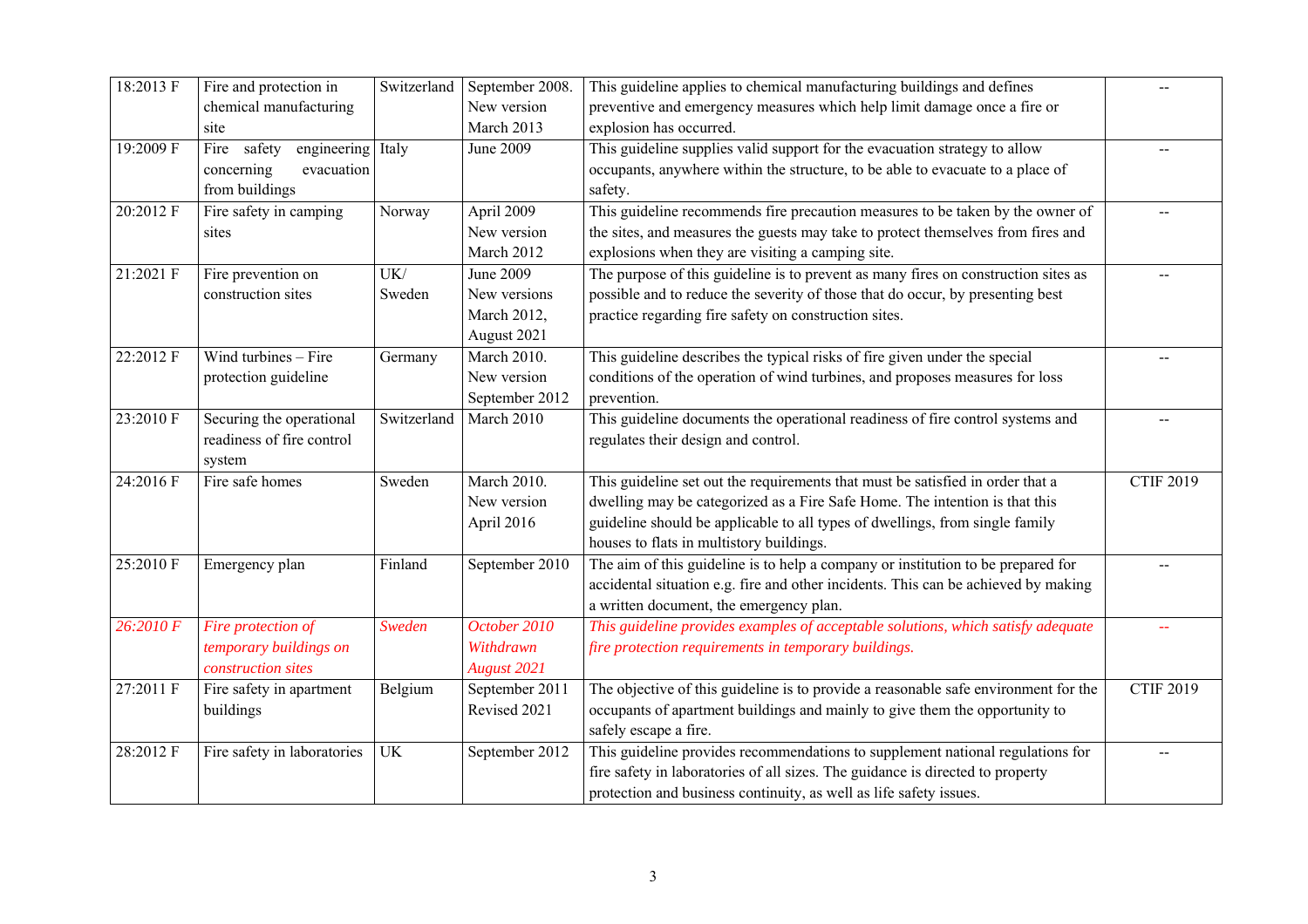| | | | | | |
|---|---|---|---|---|---|
| 18:2013 F | Fire and protection in chemical manufacturing site | Switzerland | September 2008. New version March 2013 | This guideline applies to chemical manufacturing buildings and defines preventive and emergency measures which help limit damage once a fire or explosion has occurred. | -- |
| 19:2009 F | Fire safety engineering concerning evacuation from buildings | Italy | June 2009 | This guideline supplies valid support for the evacuation strategy to allow occupants, anywhere within the structure, to be able to evacuate to a place of safety. | -- |
| 20:2012 F | Fire safety in camping sites | Norway | April 2009 New version March 2012 | This guideline recommends fire precaution measures to be taken by the owner of the sites, and measures the guests may take to protect themselves from fires and explosions when they are visiting a camping site. | -- |
| 21:2021 F | Fire prevention on construction sites | UK/ Sweden | June 2009 New versions March 2012, August 2021 | The purpose of this guideline is to prevent as many fires on construction sites as possible and to reduce the severity of those that do occur, by presenting best practice regarding fire safety on construction sites. | -- |
| 22:2012 F | Wind turbines – Fire protection guideline | Germany | March 2010. New version September 2012 | This guideline describes the typical risks of fire given under the special conditions of the operation of wind turbines, and proposes measures for loss prevention. | -- |
| 23:2010 F | Securing the operational readiness of fire control system | Switzerland | March 2010 | This guideline documents the operational readiness of fire control systems and regulates their design and control. | -- |
| 24:2016 F | Fire safe homes | Sweden | March 2010. New version April 2016 | This guideline set out the requirements that must be satisfied in order that a dwelling may be categorized as a Fire Safe Home. The intention is that this guideline should be applicable to all types of dwellings, from single family houses to flats in multistory buildings. | CTIF 2019 |
| 25:2010 F | Emergency plan | Finland | September 2010 | The aim of this guideline is to help a company or institution to be prepared for accidental situation e.g. fire and other incidents. This can be achieved by making a written document, the emergency plan. | -- |
| *26:2010 F* | *Fire protection of temporary buildings on construction sites* | *Sweden* | *October 2010 Withdrawn August 2021* | *This guideline provides examples of acceptable solutions, which satisfy adequate fire protection requirements in temporary buildings.* | *--* |
| 27:2011 F | Fire safety in apartment buildings | Belgium | September 2011 Revised 2021 | The objective of this guideline is to provide a reasonable safe environment for the occupants of apartment buildings and mainly to give them the opportunity to safely escape a fire. | CTIF 2019 |
| 28:2012 F | Fire safety in laboratories | UK | September 2012 | This guideline provides recommendations to supplement national regulations for fire safety in laboratories of all sizes. The guidance is directed to property protection and business continuity, as well as life safety issues. | -- |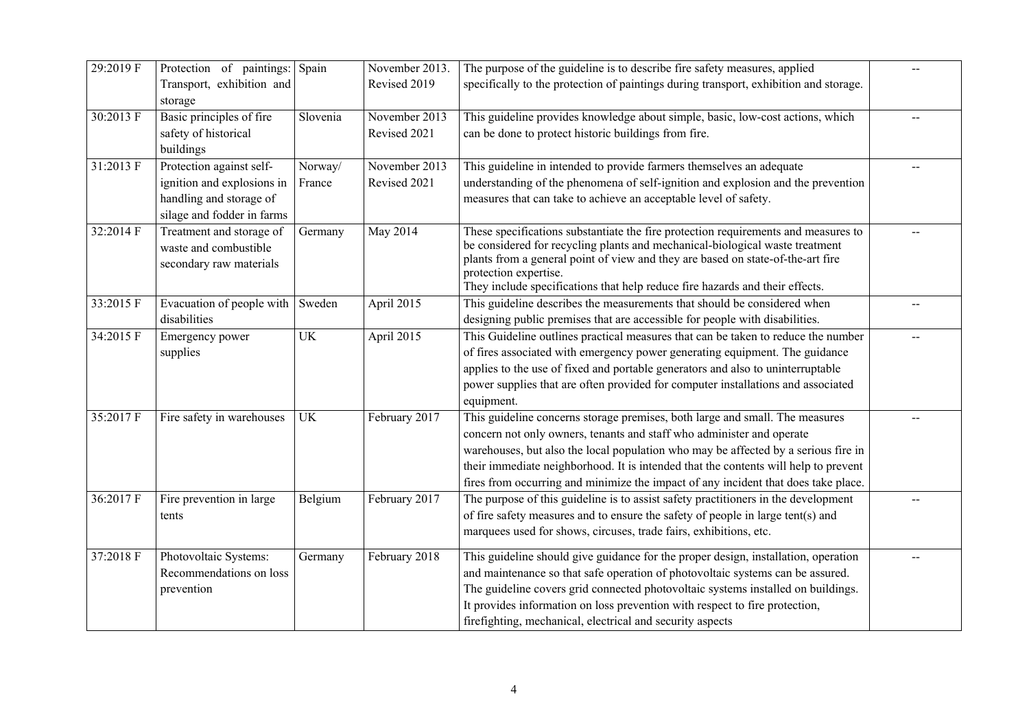| 29:2019 F | Protection of paintings: Transport, exhibition and storage | Spain | November 2013. Revised 2019 | The purpose of the guideline is to describe fire safety measures, applied specifically to the protection of paintings during transport, exhibition and storage. | -- |
|---|---|---|---|---|---|
| 30:2013 F | Basic principles of fire safety of historical buildings | Slovenia | November 2013 Revised 2021 | This guideline provides knowledge about simple, basic, low-cost actions, which can be done to protect historic buildings from fire. | -- |
| 31:2013 F | Protection against self-ignition and explosions in handling and storage of silage and fodder in farms | Norway/ France | November 2013 Revised 2021 | This guideline in intended to provide farmers themselves an adequate understanding of the phenomena of self-ignition and explosion and the prevention measures that can take to achieve an acceptable level of safety. | -- |
| 32:2014 F | Treatment and storage of waste and combustible secondary raw materials | Germany | May 2014 | These specifications substantiate the fire protection requirements and measures to be considered for recycling plants and mechanical-biological waste treatment plants from a general point of view and they are based on state-of-the-art fire protection expertise. They include specifications that help reduce fire hazards and their effects. | -- |
| 33:2015 F | Evacuation of people with disabilities | Sweden | April 2015 | This guideline describes the measurements that should be considered when designing public premises that are accessible for people with disabilities. | -- |
| 34:2015 F | Emergency power supplies | UK | April 2015 | This Guideline outlines practical measures that can be taken to reduce the number of fires associated with emergency power generating equipment. The guidance applies to the use of fixed and portable generators and also to uninterruptable power supplies that are often provided for computer installations and associated equipment. | -- |
| 35:2017 F | Fire safety in warehouses | UK | February 2017 | This guideline concerns storage premises, both large and small. The measures concern not only owners, tenants and staff who administer and operate warehouses, but also the local population who may be affected by a serious fire in their immediate neighborhood. It is intended that the contents will help to prevent fires from occurring and minimize the impact of any incident that does take place. | -- |
| 36:2017 F | Fire prevention in large tents | Belgium | February 2017 | The purpose of this guideline is to assist safety practitioners in the development of fire safety measures and to ensure the safety of people in large tent(s) and marquees used for shows, circuses, trade fairs, exhibitions, etc. | -- |
| 37:2018 F | Photovoltaic Systems: Recommendations on loss prevention | Germany | February 2018 | This guideline should give guidance for the proper design, installation, operation and maintenance so that safe operation of photovoltaic systems can be assured. The guideline covers grid connected photovoltaic systems installed on buildings. It provides information on loss prevention with respect to fire protection, firefighting, mechanical, electrical and security aspects | -- |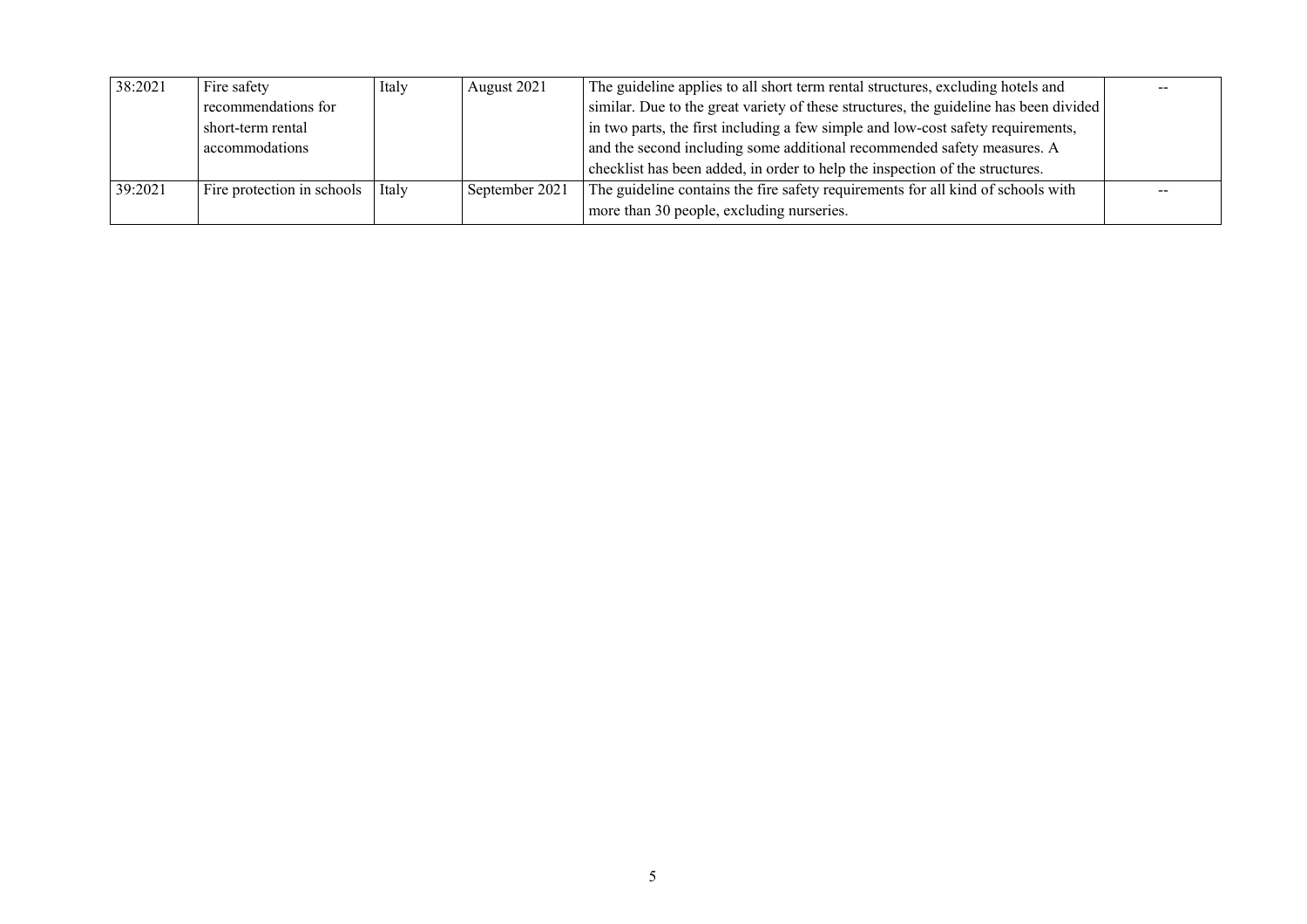| | | | | | |
|---|---|---|---|---|---|
| 38:2021 | Fire safety recommendations for short-term rental accommodations | Italy | August 2021 | The guideline applies to all short term rental structures, excluding hotels and similar. Due to the great variety of these structures, the guideline has been divided in two parts, the first including a few simple and low-cost safety requirements, and the second including some additional recommended safety measures. A checklist has been added, in order to help the inspection of the structures. | -- |
| 39:2021 | Fire protection in schools | Italy | September 2021 | The guideline contains the fire safety requirements for all kind of schools with more than 30 people, excluding nurseries. | -- |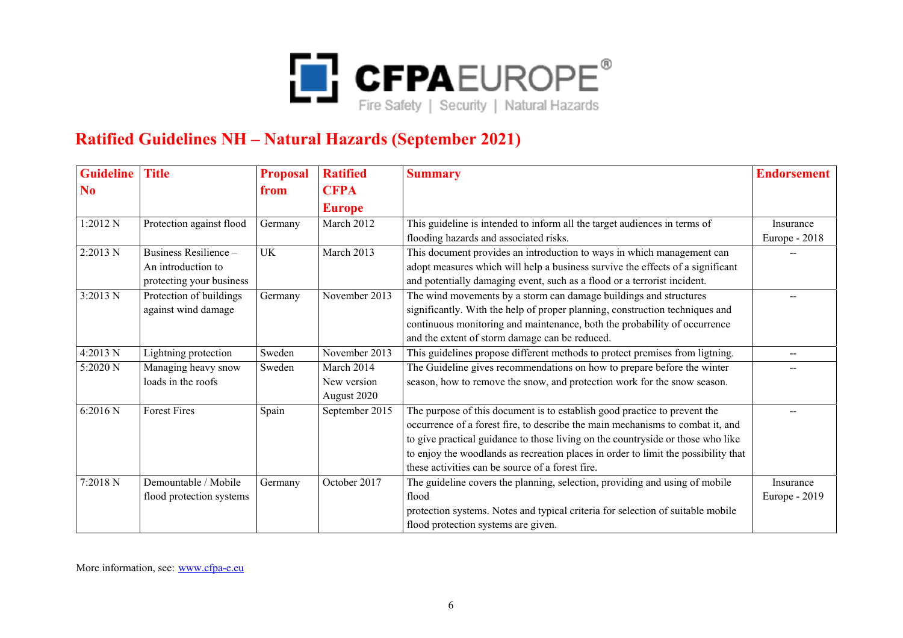# Ratified Guidelines NH – Natural Hazards (September 2021)

| Guideline No | Title | Proposal from | Ratified CFPA Europe | Summary | Endorsement |
|---|---|---|---|---|---|
| 1:2012 N | Protection against flood | Germany | March 2012 | This guideline is intended to inform all the target audiences in terms of flooding hazards and associated risks. | Insurance Europe - 2018 |
| 2:2013 N | Business Resilience – An introduction to protecting your business | UK | March 2013 | This document provides an introduction to ways in which management can adopt measures which will help a business survive the effects of a significant and potentially damaging event, such as a flood or a terrorist incident. | -- |
| 3:2013 N | Protection of buildings against wind damage | Germany | November 2013 | The wind movements by a storm can damage buildings and structures significantly. With the help of proper planning, construction techniques and continuous monitoring and maintenance, both the probability of occurrence and the extent of storm damage can be reduced. | -- |
| 4:2013 N | Lightning protection | Sweden | November 2013 | This guidelines propose different methods to protect premises from ligtning. | -- |
| 5:2020 N | Managing heavy snow loads in the roofs | Sweden | March 2014 New version August 2020 | The Guideline gives recommendations on how to prepare before the winter season, how to remove the snow, and protection work for the snow season. | -- |
| 6:2016 N | Forest Fires | Spain | September 2015 | The purpose of this document is to establish good practice to prevent the occurrence of a forest fire, to describe the main mechanisms to combat it, and to give practical guidance to those living on the countryside or those who like to enjoy the woodlands as recreation places in order to limit the possibility that these activities can be source of a forest fire. | -- |
| 7:2018 N | Demountable / Mobile flood protection systems | Germany | October 2017 | The guideline covers the planning, selection, providing and using of mobile flood protection systems. Notes and typical criteria for selection of suitable mobile flood protection systems are given. | Insurance Europe - 2019 |

More information, see: [www.cfpa-e.eu](http://www.cfpa-e.eu)